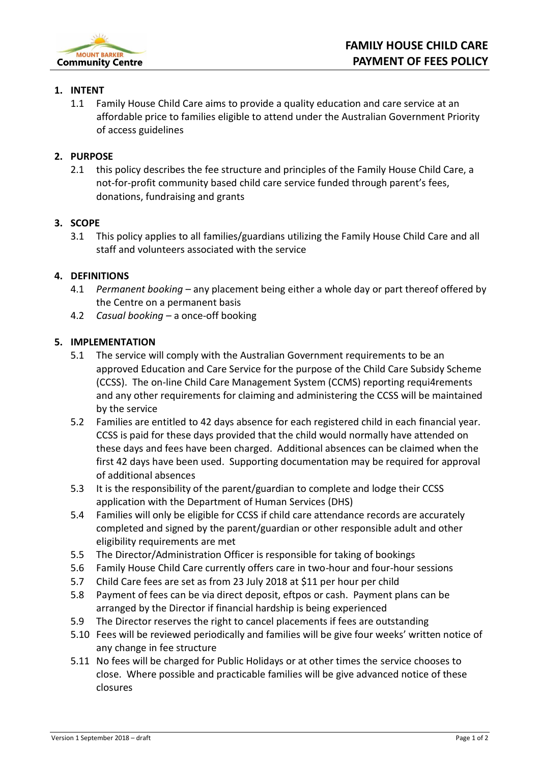Mount Barker Community Centre

# FAMILY HOUSE CHILD CARE PAYMENT OF FEES POLICY

## 1. INTENT

1.1 Family House Child Care aims to provide a quality education and care service at an affordable price to families eligible to attend under the Australian Government Priority of access guidelines

## 2. PURPOSE

2.1 this policy describes the fee structure and principles of the Family House Child Care, a not-for-profit community based child care service funded through parent's fees, donations, fundraising and grants

## 3. SCOPE

3.1 This policy applies to all families/guardians utilizing the Family House Child Care and all staff and volunteers associated with the service

## 4. DEFINITIONS

4.1 *Permanent booking* – any placement being either a whole day or part thereof offered by the Centre on a permanent basis

4.2 *Casual booking* – a once-off booking

## 5. IMPLEMENTATION

5.1 The service will comply with the Australian Government requirements to be an approved Education and Care Service for the purpose of the Child Care Subsidy Scheme (CCSS). The on-line Child Care Management System (CCMS) reporting requi4rements and any other requirements for claiming and administering the CCSS will be maintained by the service

5.2 Families are entitled to 42 days absence for each registered child in each financial year. CCSS is paid for these days provided that the child would normally have attended on these days and fees have been charged. Additional absences can be claimed when the first 42 days have been used. Supporting documentation may be required for approval of additional absences

5.3 It is the responsibility of the parent/guardian to complete and lodge their CCSS application with the Department of Human Services (DHS)

5.4 Families will only be eligible for CCSS if child care attendance records are accurately completed and signed by the parent/guardian or other responsible adult and other eligibility requirements are met

5.5 The Director/Administration Officer is responsible for taking of bookings

5.6 Family House Child Care currently offers care in two-hour and four-hour sessions

5.7 Child Care fees are set as from 23 July 2018 at $11 per hour per child

5.8 Payment of fees can be via direct deposit, eftpos or cash. Payment plans can be arranged by the Director if financial hardship is being experienced

5.9 The Director reserves the right to cancel placements if fees are outstanding

5.10 Fees will be reviewed periodically and families will be give four weeks' written notice of any change in fee structure

5.11 No fees will be charged for Public Holidays or at other times the service chooses to close. Where possible and practicable families will be give advanced notice of these closures

Version 1 September 2018 – draft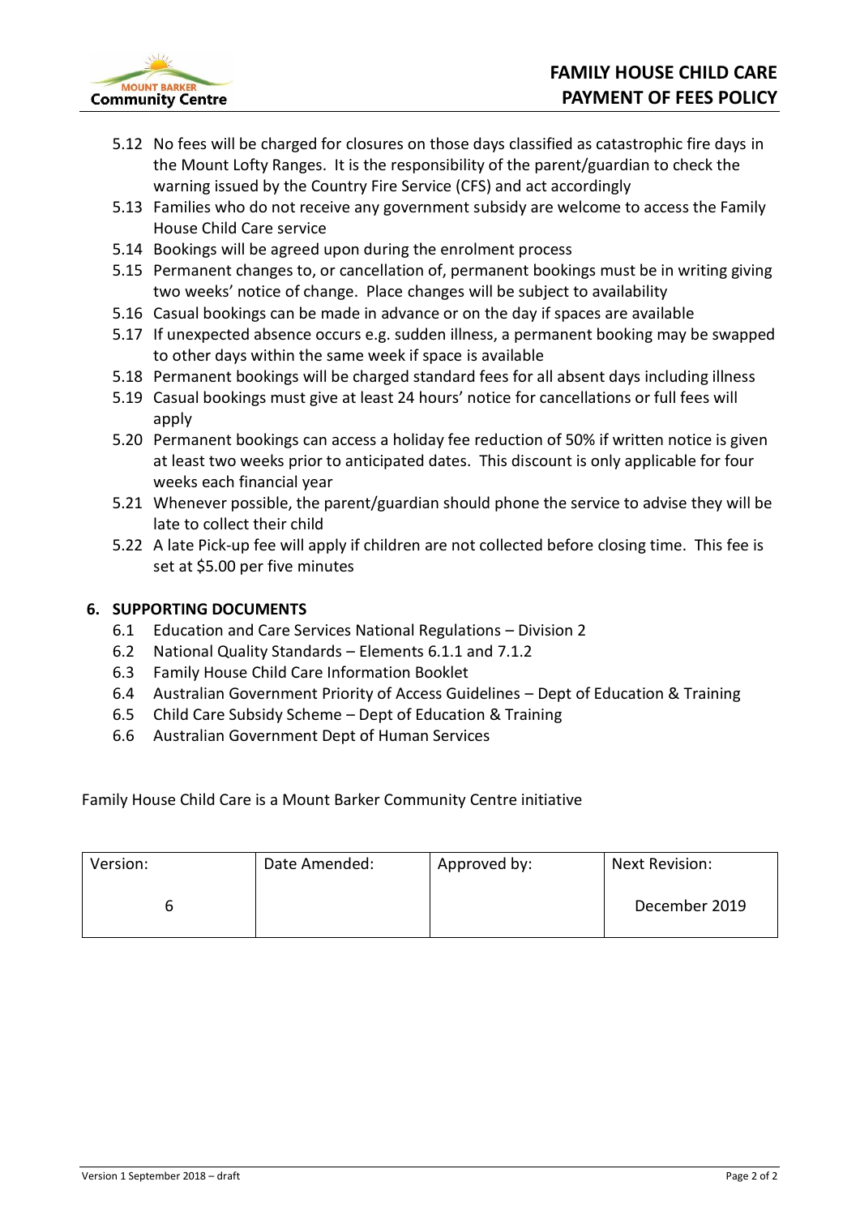5.12 No fees will be charged for closures on those days classified as catastrophic fire days in the Mount Lofty Ranges. It is the responsibility of the parent/guardian to check the warning issued by the Country Fire Service (CFS) and act accordingly

5.13 Families who do not receive any government subsidy are welcome to access the Family House Child Care service

5.14 Bookings will be agreed upon during the enrolment process

5.15 Permanent changes to, or cancellation of, permanent bookings must be in writing giving two weeks' notice of change. Place changes will be subject to availability

5.16 Casual bookings can be made in advance or on the day if spaces are available

5.17 If unexpected absence occurs e.g. sudden illness, a permanent booking may be swapped to other days within the same week if space is available

5.18 Permanent bookings will be charged standard fees for all absent days including illness

5.19 Casual bookings must give at least 24 hours' notice for cancellations or full fees will apply

5.20 Permanent bookings can access a holiday fee reduction of 50% if written notice is given at least two weeks prior to anticipated dates. This discount is only applicable for four weeks each financial year

5.21 Whenever possible, the parent/guardian should phone the service to advise they will be late to collect their child

5.22 A late Pick-up fee will apply if children are not collected before closing time. This fee is set at $5.00 per five minutes

## 6. SUPPORTING DOCUMENTS

6.1 Education and Care Services National Regulations – Division 2

6.2 National Quality Standards – Elements 6.1.1 and 7.1.2

6.3 Family House Child Care Information Booklet

6.4 Australian Government Priority of Access Guidelines – Dept of Education & Training

6.5 Child Care Subsidy Scheme – Dept of Education & Training

6.6 Australian Government Dept of Human Services

Family House Child Care is a Mount Barker Community Centre initiative

| Version: | Date Amended: | Approved by: | Next Revision: |
|---|---|---|---|
| 6 | | | December 2019 |